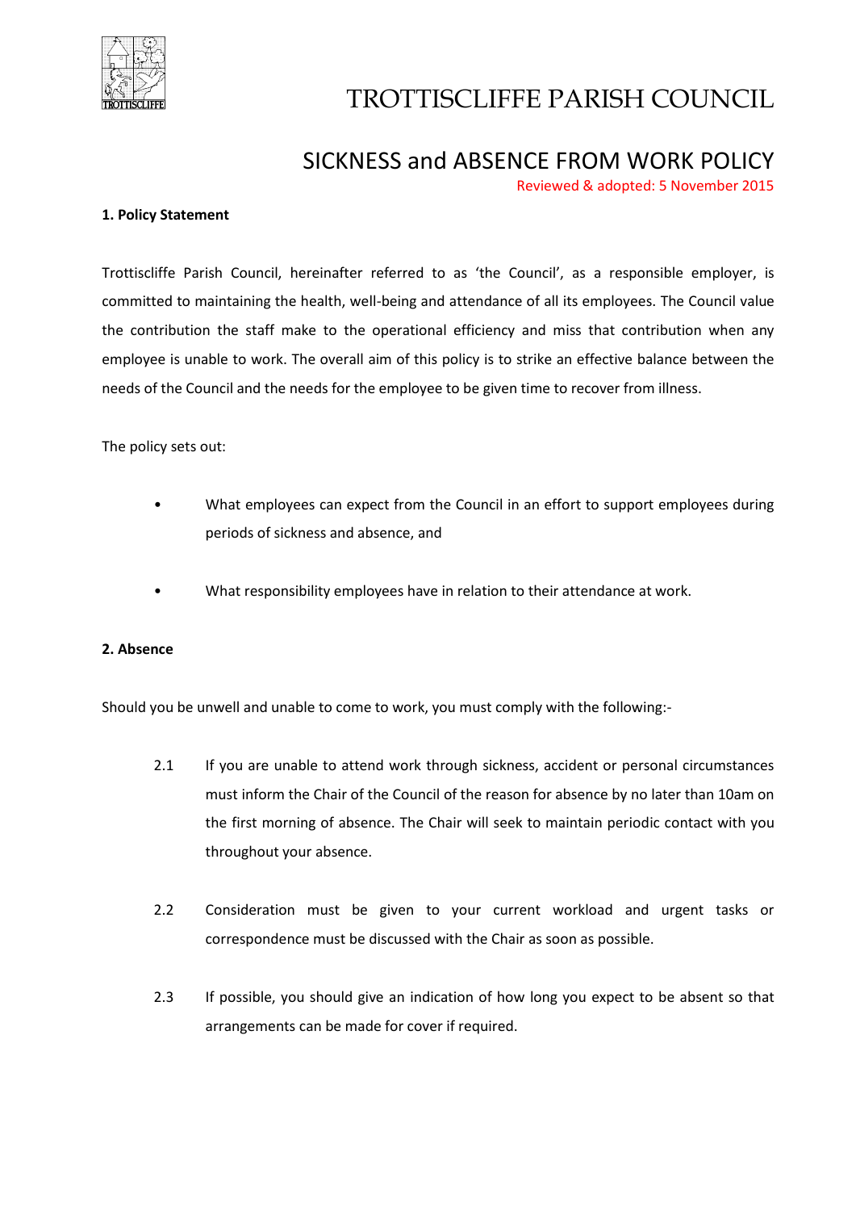# TROTTISCLIFFE PARISH COUNCIL

## SICKNESS and ABSENCE FROM WORK POLICY

Reviewed & adopted: 5 November 2015

**1. Policy Statement**

Trottiscliffe Parish Council, hereinafter referred to as 'the Council', as a responsible employer, is committed to maintaining the health, well-being and attendance of all its employees. The Council value the contribution the staff make to the operational efficiency and miss that contribution when any employee is unable to work. The overall aim of this policy is to strike an effective balance between the needs of the Council and the needs for the employee to be given time to recover from illness.

The policy sets out:

- What employees can expect from the Council in an effort to support employees during periods of sickness and absence, and
- What responsibility employees have in relation to their attendance at work.

**2. Absence**

Should you be unwell and unable to come to work, you must comply with the following:-

2.1 If you are unable to attend work through sickness, accident or personal circumstances must inform the Chair of the Council of the reason for absence by no later than 10am on the first morning of absence. The Chair will seek to maintain periodic contact with you throughout your absence.

2.2 Consideration must be given to your current workload and urgent tasks or correspondence must be discussed with the Chair as soon as possible.

2.3 If possible, you should give an indication of how long you expect to be absent so that arrangements can be made for cover if required.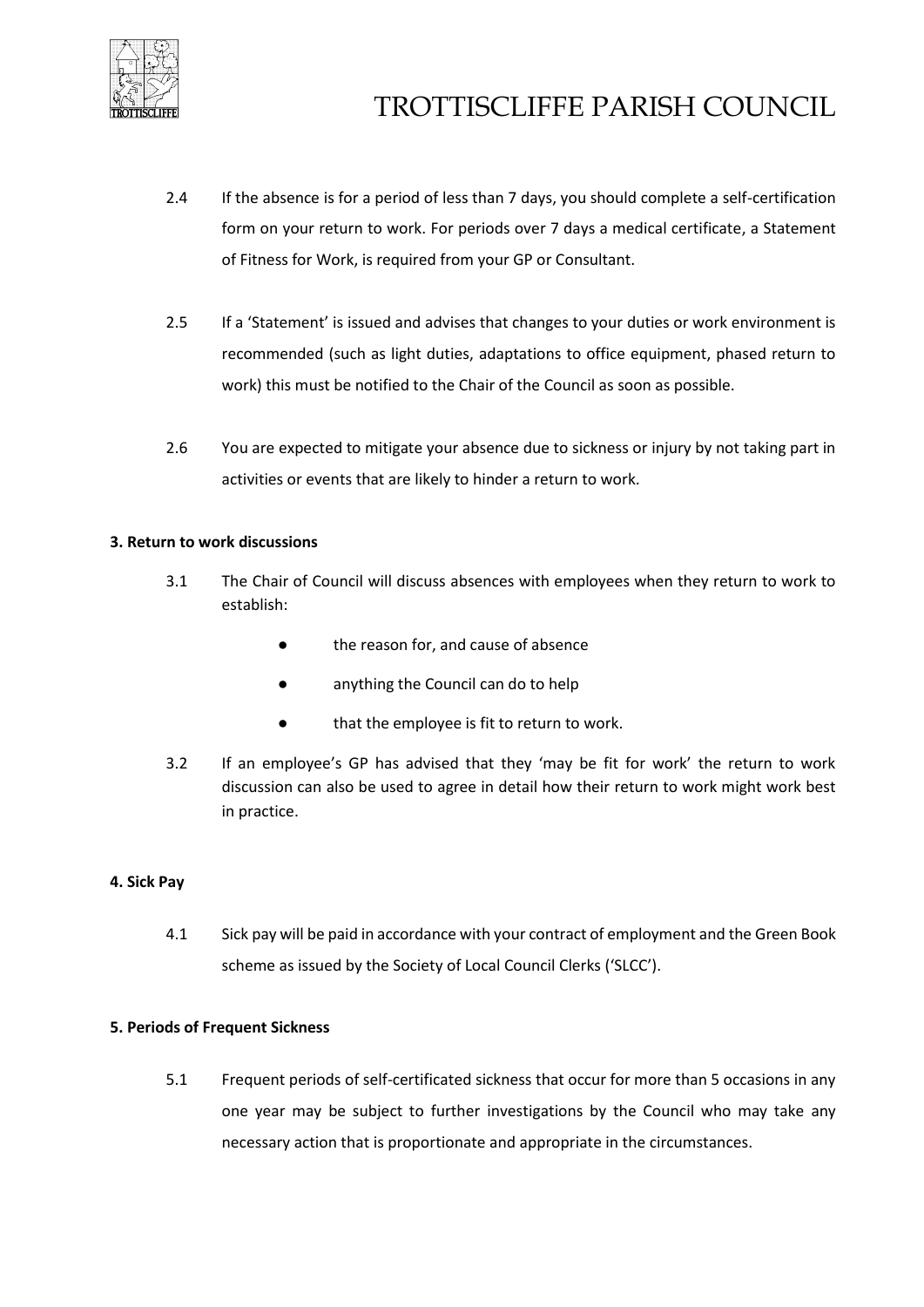2.4 If the absence is for a period of less than 7 days, you should complete a self-certification form on your return to work. For periods over 7 days a medical certificate, a Statement of Fitness for Work, is required from your GP or Consultant.

2.5 If a 'Statement' is issued and advises that changes to your duties or work environment is recommended (such as light duties, adaptations to office equipment, phased return to work) this must be notified to the Chair of the Council as soon as possible.

2.6 You are expected to mitigate your absence due to sickness or injury by not taking part in activities or events that are likely to hinder a return to work.

**3. Return to work discussions**

3.1 The Chair of Council will discuss absences with employees when they return to work to establish:

- the reason for, and cause of absence
- anything the Council can do to help
- that the employee is fit to return to work.

3.2 If an employee's GP has advised that they 'may be fit for work' the return to work discussion can also be used to agree in detail how their return to work might work best in practice.

**4. Sick Pay**

4.1 Sick pay will be paid in accordance with your contract of employment and the Green Book scheme as issued by the Society of Local Council Clerks ('SLCC').

**5. Periods of Frequent Sickness**

5.1 Frequent periods of self-certificated sickness that occur for more than 5 occasions in any one year may be subject to further investigations by the Council who may take any necessary action that is proportionate and appropriate in the circumstances.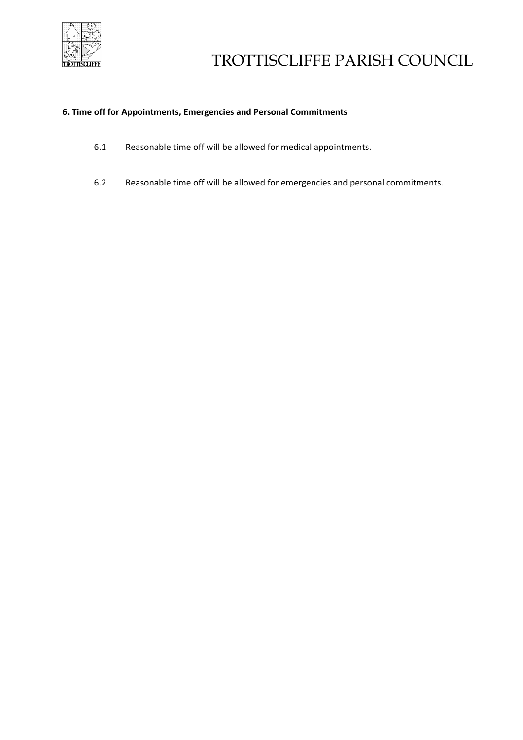**6. Time off for Appointments, Emergencies and Personal Commitments**

6.1 Reasonable time off will be allowed for medical appointments.

6.2 Reasonable time off will be allowed for emergencies and personal commitments.